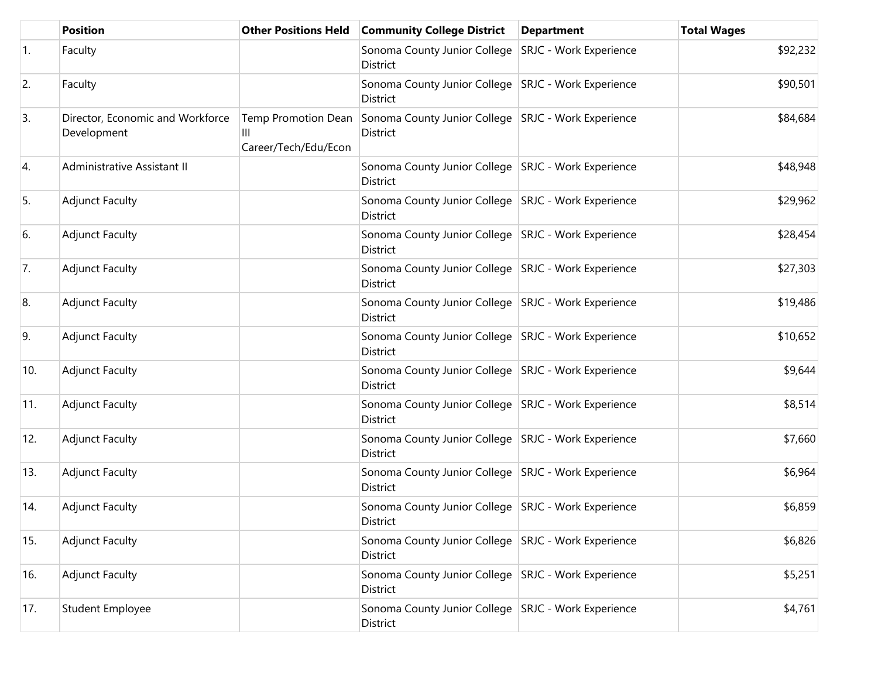| | Position | Other Positions Held | Community College District | Department | Total Wages |
|---|---|---|---|---|---|
| 1. | Faculty | | Sonoma County Junior College District | SRJC - Work Experience | $92,232 |
| 2. | Faculty | | Sonoma County Junior College District | SRJC - Work Experience | $90,501 |
| 3. | Director, Economic and Workforce Development | Temp Promotion Dean III Career/Tech/Edu/Econ | Sonoma County Junior College District | SRJC - Work Experience | $84,684 |
| 4. | Administrative Assistant II | | Sonoma County Junior College District | SRJC - Work Experience | $48,948 |
| 5. | Adjunct Faculty | | Sonoma County Junior College District | SRJC - Work Experience | $29,962 |
| 6. | Adjunct Faculty | | Sonoma County Junior College District | SRJC - Work Experience | $28,454 |
| 7. | Adjunct Faculty | | Sonoma County Junior College District | SRJC - Work Experience | $27,303 |
| 8. | Adjunct Faculty | | Sonoma County Junior College District | SRJC - Work Experience | $19,486 |
| 9. | Adjunct Faculty | | Sonoma County Junior College District | SRJC - Work Experience | $10,652 |
| 10. | Adjunct Faculty | | Sonoma County Junior College District | SRJC - Work Experience | $9,644 |
| 11. | Adjunct Faculty | | Sonoma County Junior College District | SRJC - Work Experience | $8,514 |
| 12. | Adjunct Faculty | | Sonoma County Junior College District | SRJC - Work Experience | $7,660 |
| 13. | Adjunct Faculty | | Sonoma County Junior College District | SRJC - Work Experience | $6,964 |
| 14. | Adjunct Faculty | | Sonoma County Junior College District | SRJC - Work Experience | $6,859 |
| 15. | Adjunct Faculty | | Sonoma County Junior College District | SRJC - Work Experience | $6,826 |
| 16. | Adjunct Faculty | | Sonoma County Junior College District | SRJC - Work Experience | $5,251 |
| 17. | Student Employee | | Sonoma County Junior College District | SRJC - Work Experience | $4,761 |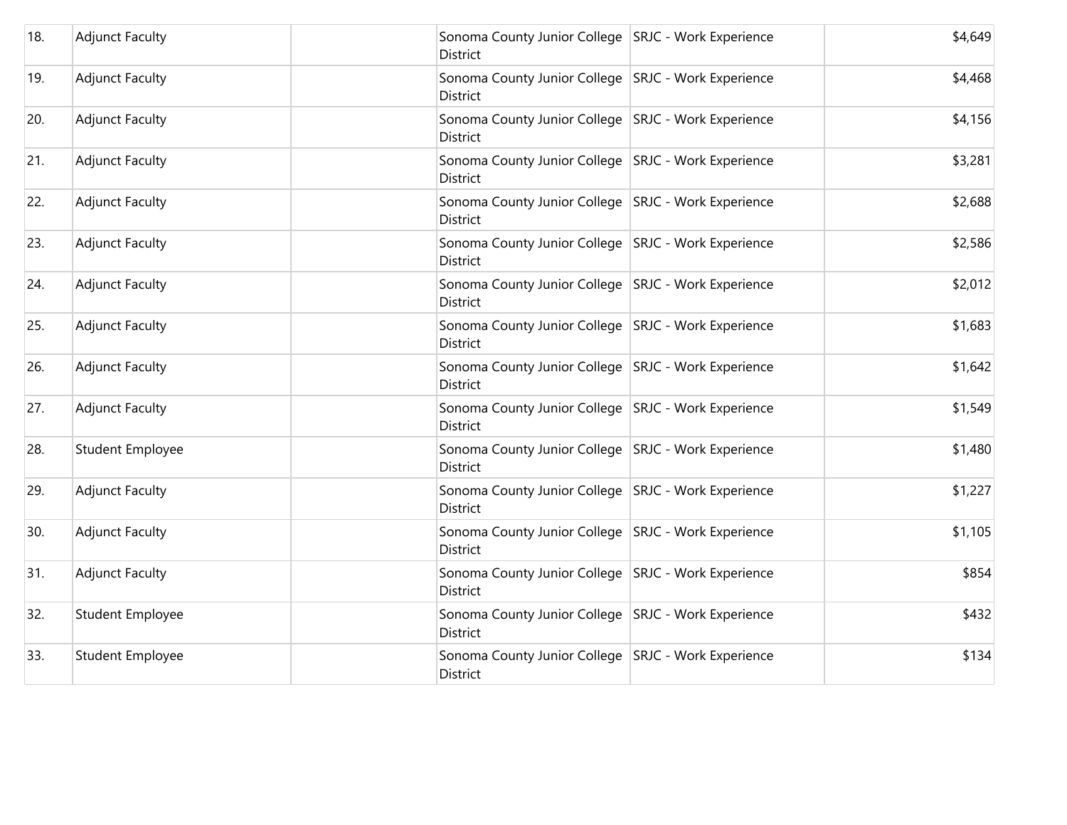| | | | | | |
|---|---|---|---|---|---|
| 18. | Adjunct Faculty | | Sonoma County Junior College District | SRJC - Work Experience | $4,649 |
| 19. | Adjunct Faculty | | Sonoma County Junior College District | SRJC - Work Experience | $4,468 |
| 20. | Adjunct Faculty | | Sonoma County Junior College District | SRJC - Work Experience | $4,156 |
| 21. | Adjunct Faculty | | Sonoma County Junior College District | SRJC - Work Experience | $3,281 |
| 22. | Adjunct Faculty | | Sonoma County Junior College District | SRJC - Work Experience | $2,688 |
| 23. | Adjunct Faculty | | Sonoma County Junior College District | SRJC - Work Experience | $2,586 |
| 24. | Adjunct Faculty | | Sonoma County Junior College District | SRJC - Work Experience | $2,012 |
| 25. | Adjunct Faculty | | Sonoma County Junior College District | SRJC - Work Experience | $1,683 |
| 26. | Adjunct Faculty | | Sonoma County Junior College District | SRJC - Work Experience | $1,642 |
| 27. | Adjunct Faculty | | Sonoma County Junior College District | SRJC - Work Experience | $1,549 |
| 28. | Student Employee | | Sonoma County Junior College District | SRJC - Work Experience | $1,480 |
| 29. | Adjunct Faculty | | Sonoma County Junior College District | SRJC - Work Experience | $1,227 |
| 30. | Adjunct Faculty | | Sonoma County Junior College District | SRJC - Work Experience | $1,105 |
| 31. | Adjunct Faculty | | Sonoma County Junior College District | SRJC - Work Experience | $854 |
| 32. | Student Employee | | Sonoma County Junior College District | SRJC - Work Experience | $432 |
| 33. | Student Employee | | Sonoma County Junior College District | SRJC - Work Experience | $134 |